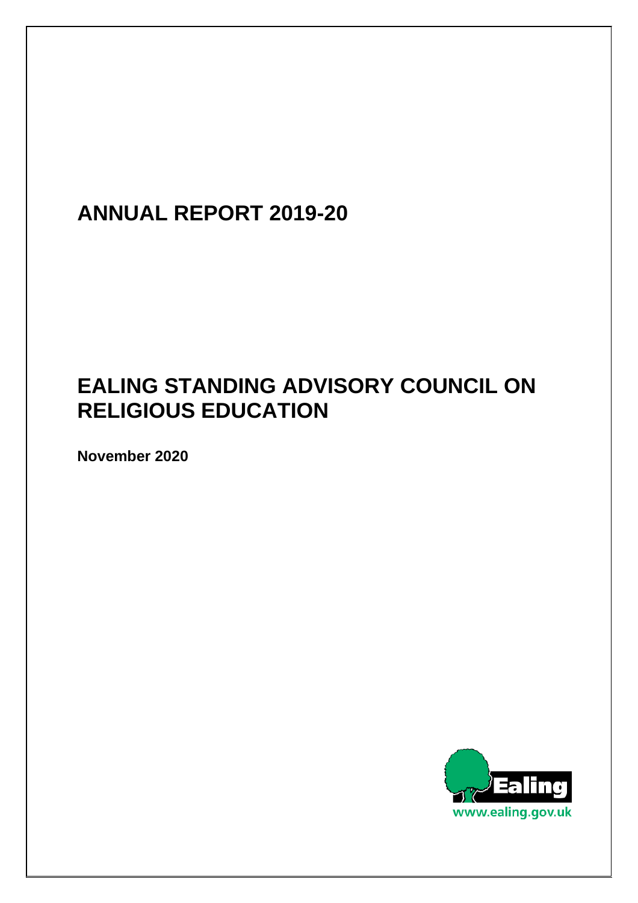# ANNUAL REPORT 2019-20

# EALING STANDING ADVISORY COUNCIL ON RELIGIOUS EDUCATION

**November 2020**

Ealing

www.ealing.gov.uk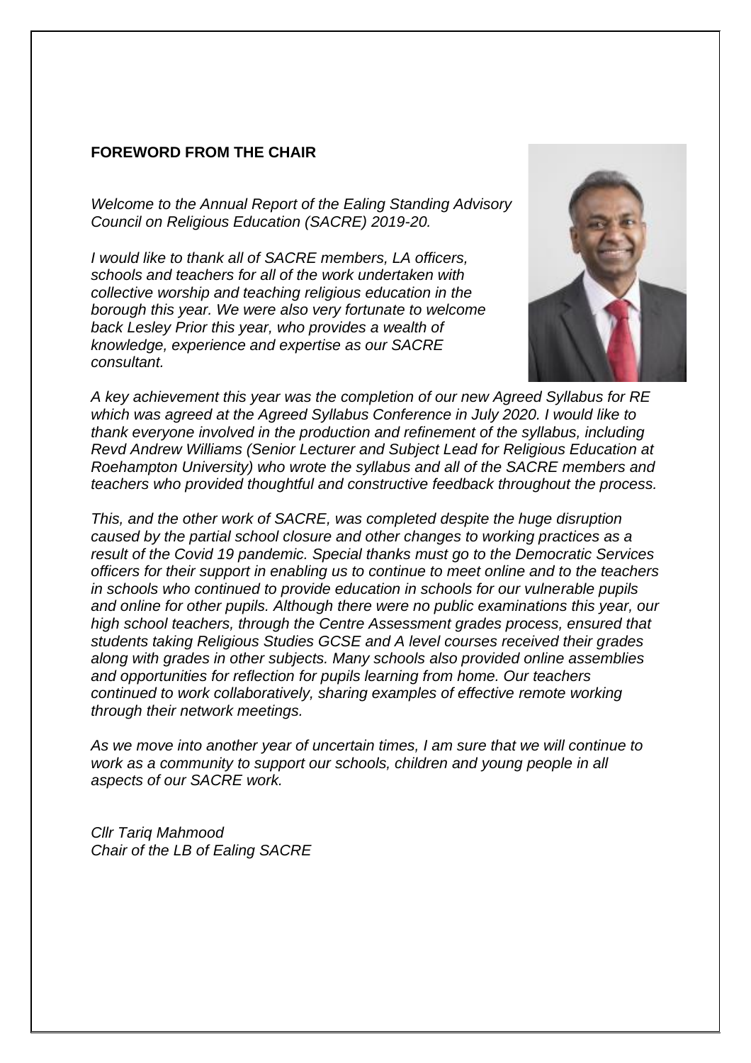**FOREWORD FROM THE CHAIR**

*Welcome to the Annual Report of the Ealing Standing Advisory Council on Religious Education (SACRE) 2019-20.*

*I would like to thank all of SACRE members, LA officers, schools and teachers for all of the work undertaken with collective worship and teaching religious education in the borough this year. We were also very fortunate to welcome back Lesley Prior this year, who provides a wealth of knowledge, experience and expertise as our SACRE consultant.*

*A key achievement this year was the completion of our new Agreed Syllabus for RE which was agreed at the Agreed Syllabus Conference in July 2020. I would like to thank everyone involved in the production and refinement of the syllabus, including Revd Andrew Williams (Senior Lecturer and Subject Lead for Religious Education at Roehampton University) who wrote the syllabus and all of the SACRE members and teachers who provided thoughtful and constructive feedback throughout the process.*

*This, and the other work of SACRE, was completed despite the huge disruption caused by the partial school closure and other changes to working practices as a result of the Covid 19 pandemic. Special thanks must go to the Democratic Services officers for their support in enabling us to continue to meet online and to the teachers in schools who continued to provide education in schools for our vulnerable pupils and online for other pupils. Although there were no public examinations this year, our high school teachers, through the Centre Assessment grades process, ensured that students taking Religious Studies GCSE and A level courses received their grades along with grades in other subjects. Many schools also provided online assemblies and opportunities for reflection for pupils learning from home. Our teachers continued to work collaboratively, sharing examples of effective remote working through their network meetings.*

*As we move into another year of uncertain times, I am sure that we will continue to work as a community to support our schools, children and young people in all aspects of our SACRE work.*

*Cllr Tariq Mahmood*
*Chair of the LB of Ealing SACRE*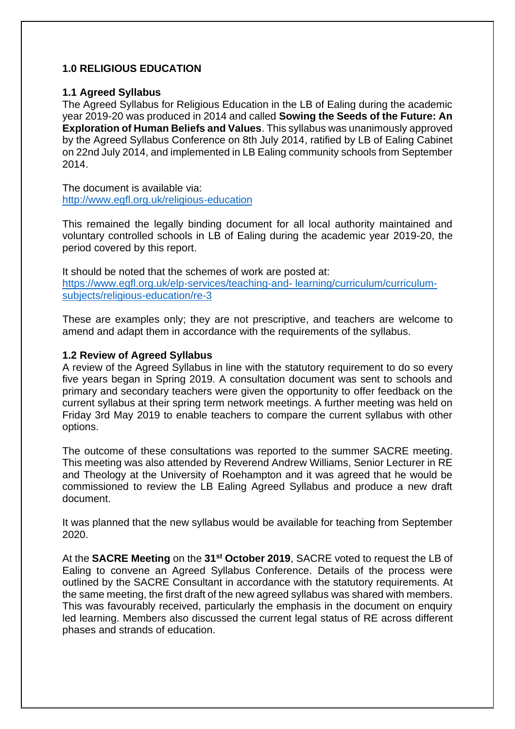## 1.0 RELIGIOUS EDUCATION

### 1.1 Agreed Syllabus

The Agreed Syllabus for Religious Education in the LB of Ealing during the academic year 2019-20 was produced in 2014 and called **Sowing the Seeds of the Future: An Exploration of Human Beliefs and Values**. This syllabus was unanimously approved by the Agreed Syllabus Conference on 8th July 2014, ratified by LB of Ealing Cabinet on 22nd July 2014, and implemented in LB Ealing community schools from September 2014.

The document is available via:
http://www.egfl.org.uk/religious-education

This remained the legally binding document for all local authority maintained and voluntary controlled schools in LB of Ealing during the academic year 2019-20, the period covered by this report.

It should be noted that the schemes of work are posted at:
https://www.egfl.org.uk/elp-services/teaching-and- learning/curriculum/curriculum-subjects/religious-education/re-3

These are examples only; they are not prescriptive, and teachers are welcome to amend and adapt them in accordance with the requirements of the syllabus.

### 1.2 Review of Agreed Syllabus

A review of the Agreed Syllabus in line with the statutory requirement to do so every five years began in Spring 2019. A consultation document was sent to schools and primary and secondary teachers were given the opportunity to offer feedback on the current syllabus at their spring term network meetings. A further meeting was held on Friday 3rd May 2019 to enable teachers to compare the current syllabus with other options.

The outcome of these consultations was reported to the summer SACRE meeting. This meeting was also attended by Reverend Andrew Williams, Senior Lecturer in RE and Theology at the University of Roehampton and it was agreed that he would be commissioned to review the LB Ealing Agreed Syllabus and produce a new draft document.

It was planned that the new syllabus would be available for teaching from September 2020.

At the **SACRE Meeting** on the **31st October 2019**, SACRE voted to request the LB of Ealing to convene an Agreed Syllabus Conference. Details of the process were outlined by the SACRE Consultant in accordance with the statutory requirements. At the same meeting, the first draft of the new agreed syllabus was shared with members. This was favourably received, particularly the emphasis in the document on enquiry led learning. Members also discussed the current legal status of RE across different phases and strands of education.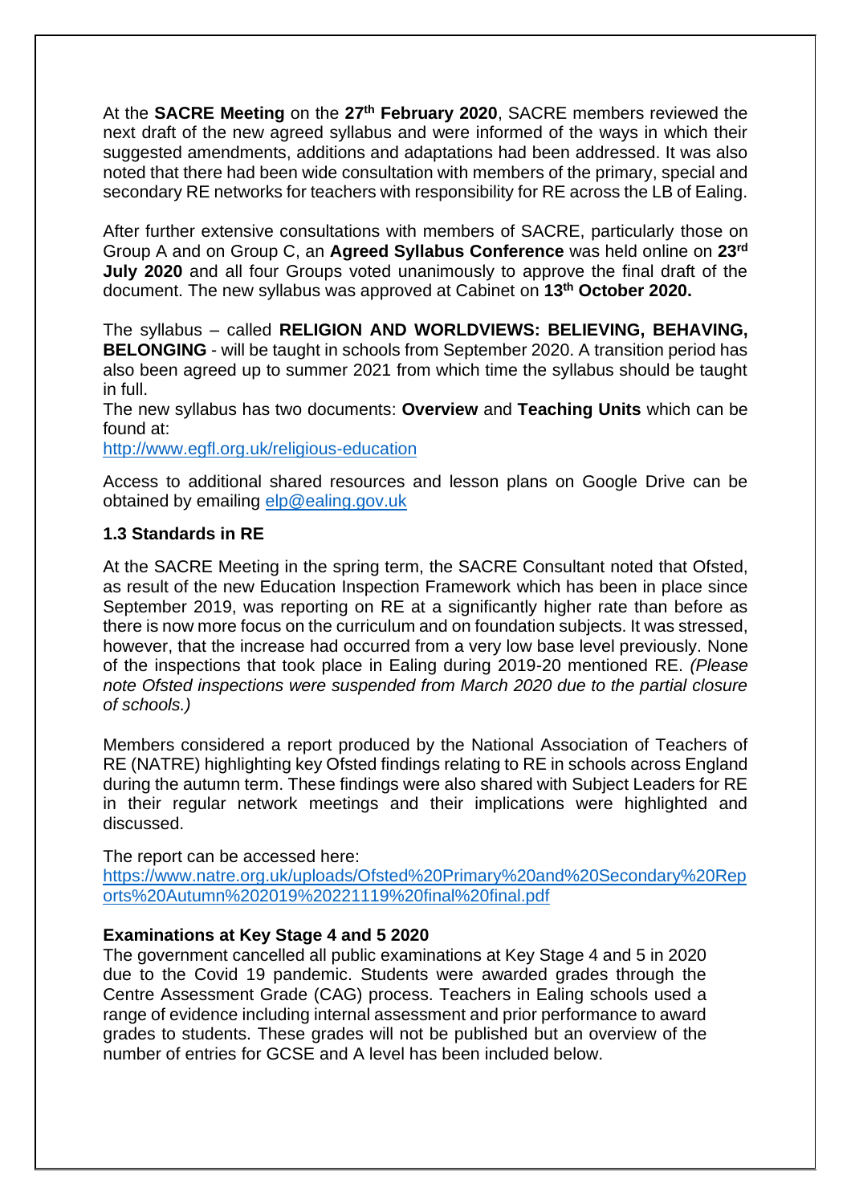At the **SACRE Meeting** on the **27th February 2020**, SACRE members reviewed the next draft of the new agreed syllabus and were informed of the ways in which their suggested amendments, additions and adaptations had been addressed. It was also noted that there had been wide consultation with members of the primary, special and secondary RE networks for teachers with responsibility for RE across the LB of Ealing.

After further extensive consultations with members of SACRE, particularly those on Group A and on Group C, an **Agreed Syllabus Conference** was held online on **23rd July 2020** and all four Groups voted unanimously to approve the final draft of the document. The new syllabus was approved at Cabinet on **13th October 2020.**

The syllabus – called **RELIGION AND WORLDVIEWS: BELIEVING, BEHAVING, BELONGING** - will be taught in schools from September 2020. A transition period has also been agreed up to summer 2021 from which time the syllabus should be taught in full.

The new syllabus has two documents: **Overview** and **Teaching Units** which can be found at:

http://www.egfl.org.uk/religious-education

Access to additional shared resources and lesson plans on Google Drive can be obtained by emailing elp@ealing.gov.uk

### 1.3 Standards in RE

At the SACRE Meeting in the spring term, the SACRE Consultant noted that Ofsted, as result of the new Education Inspection Framework which has been in place since September 2019, was reporting on RE at a significantly higher rate than before as there is now more focus on the curriculum and on foundation subjects. It was stressed, however, that the increase had occurred from a very low base level previously. None of the inspections that took place in Ealing during 2019-20 mentioned RE. *(Please note Ofsted inspections were suspended from March 2020 due to the partial closure of schools.)*

Members considered a report produced by the National Association of Teachers of RE (NATRE) highlighting key Ofsted findings relating to RE in schools across England during the autumn term. These findings were also shared with Subject Leaders for RE in their regular network meetings and their implications were highlighted and discussed.

The report can be accessed here:

https://www.natre.org.uk/uploads/Ofsted%20Primary%20and%20Secondary%20Reports%20Autumn%202019%2021119%20final%20final.pdf

**Examinations at Key Stage 4 and 5 2020**

The government cancelled all public examinations at Key Stage 4 and 5 in 2020 due to the Covid 19 pandemic. Students were awarded grades through the Centre Assessment Grade (CAG) process. Teachers in Ealing schools used a range of evidence including internal assessment and prior performance to award grades to students. These grades will not be published but an overview of the number of entries for GCSE and A level has been included below.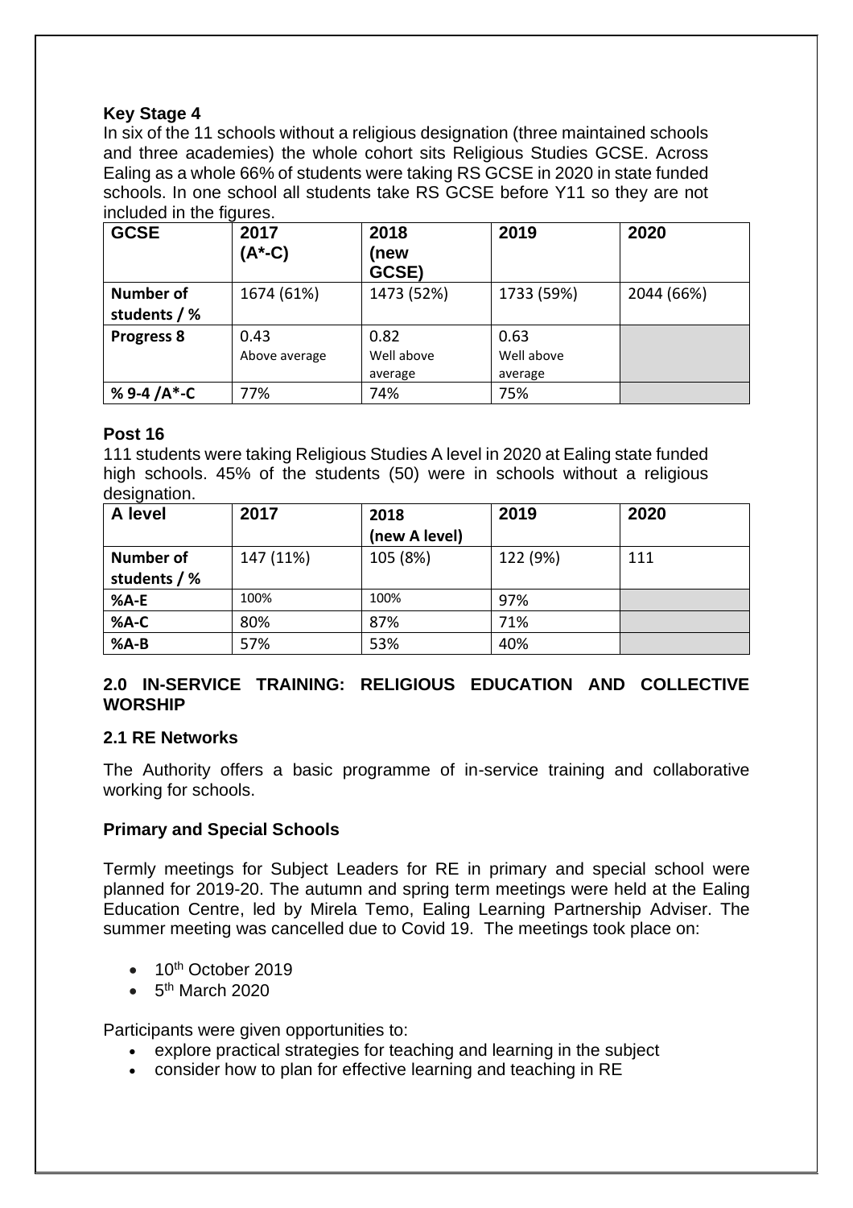### Key Stage 4

In six of the 11 schools without a religious designation (three maintained schools and three academies) the whole cohort sits Religious Studies GCSE. Across Ealing as a whole 66% of students were taking RS GCSE in 2020 in state funded schools. In one school all students take RS GCSE before Y11 so they are not included in the figures.

| GCSE | 2017 (A*-C) | 2018 (new GCSE) | 2019 | 2020 |
|---|---|---|---|---|
| Number of students / % | 1674 (61%) | 1473 (52%) | 1733 (59%) | 2044 (66%) |
| Progress 8 | 0.43 Above average | 0.82 Well above average | 0.63 Well above average | |
| % 9-4 /A*-C | 77% | 74% | 75% | |

### Post 16

111 students were taking Religious Studies A level in 2020 at Ealing state funded high schools. 45% of the students (50) were in schools without a religious designation.

| A level | 2017 | 2018 (new A level) | 2019 | 2020 |
|---|---|---|---|---|
| Number of students / % | 147 (11%) | 105 (8%) | 122 (9%) | 111 |
| %A-E | 100% | 100% | 97% | |
| %A-C | 80% | 87% | 71% | |
| %A-B | 57% | 53% | 40% | |

## 2.0 IN-SERVICE TRAINING: RELIGIOUS EDUCATION AND COLLECTIVE WORSHIP

### 2.1 RE Networks

The Authority offers a basic programme of in-service training and collaborative working for schools.

### Primary and Special Schools

Termly meetings for Subject Leaders for RE in primary and special school were planned for 2019-20. The autumn and spring term meetings were held at the Ealing Education Centre, led by Mirela Temo, Ealing Learning Partnership Adviser. The summer meeting was cancelled due to Covid 19. The meetings took place on:

- 10th October 2019
- 5th March 2020

Participants were given opportunities to:

- explore practical strategies for teaching and learning in the subject
- consider how to plan for effective learning and teaching in RE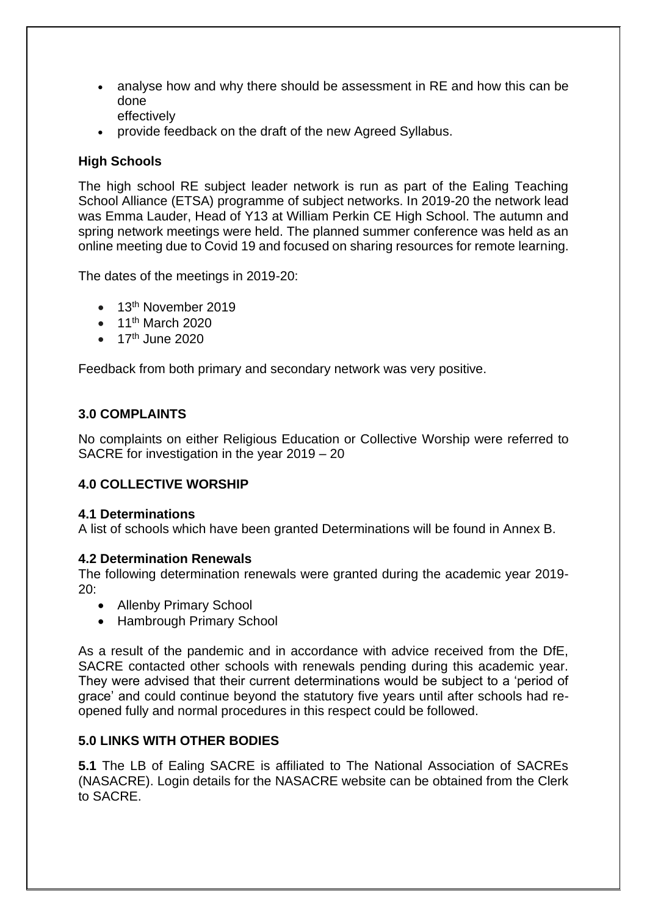- analyse how and why there should be assessment in RE and how this can be done effectively
- provide feedback on the draft of the new Agreed Syllabus.

**High Schools**

The high school RE subject leader network is run as part of the Ealing Teaching School Alliance (ETSA) programme of subject networks. In 2019-20 the network lead was Emma Lauder, Head of Y13 at William Perkin CE High School. The autumn and spring network meetings were held. The planned summer conference was held as an online meeting due to Covid 19 and focused on sharing resources for remote learning.

The dates of the meetings in 2019-20:

- 13th November 2019
- 11th March 2020
- 17th June 2020

Feedback from both primary and secondary network was very positive.

## 3.0 COMPLAINTS

No complaints on either Religious Education or Collective Worship were referred to SACRE for investigation in the year 2019 – 20

## 4.0 COLLECTIVE WORSHIP

### 4.1 Determinations

A list of schools which have been granted Determinations will be found in Annex B.

### 4.2 Determination Renewals

The following determination renewals were granted during the academic year 2019-20:

- Allenby Primary School
- Hambrough Primary School

As a result of the pandemic and in accordance with advice received from the DfE, SACRE contacted other schools with renewals pending during this academic year. They were advised that their current determinations would be subject to a 'period of grace' and could continue beyond the statutory five years until after schools had re-opened fully and normal procedures in this respect could be followed.

## 5.0 LINKS WITH OTHER BODIES

**5.1** The LB of Ealing SACRE is affiliated to The National Association of SACREs (NASACRE). Login details for the NASACRE website can be obtained from the Clerk to SACRE.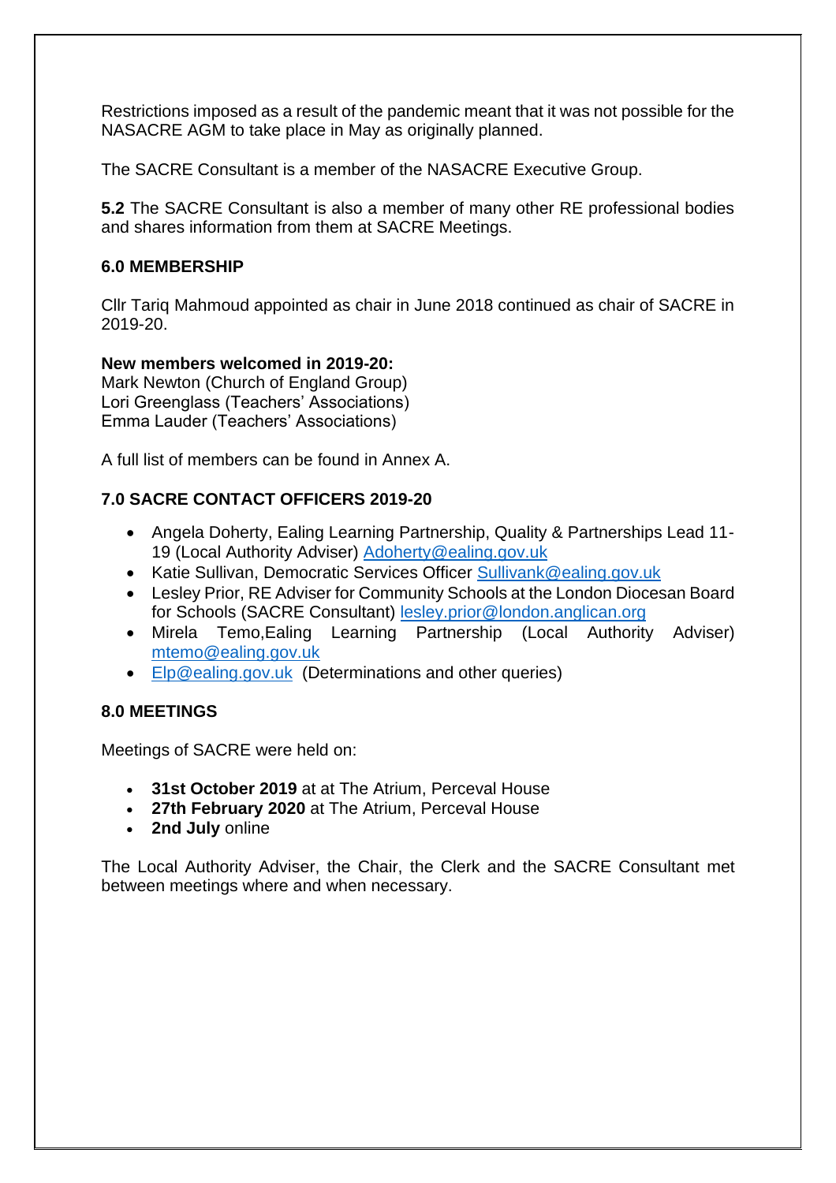Restrictions imposed as a result of the pandemic meant that it was not possible for the NASACRE AGM to take place in May as originally planned.

The SACRE Consultant is a member of the NASACRE Executive Group.

**5.2** The SACRE Consultant is also a member of many other RE professional bodies and shares information from them at SACRE Meetings.

## 6.0 MEMBERSHIP

Cllr Tariq Mahmoud appointed as chair in June 2018 continued as chair of SACRE in 2019-20.

**New members welcomed in 2019-20:**
Mark Newton (Church of England Group)
Lori Greenglass (Teachers' Associations)
Emma Lauder (Teachers' Associations)

A full list of members can be found in Annex A.

## 7.0 SACRE CONTACT OFFICERS 2019-20

- Angela Doherty, Ealing Learning Partnership, Quality & Partnerships Lead 11-19 (Local Authority Adviser) Adoherty@ealing.gov.uk
- Katie Sullivan, Democratic Services Officer Sullivank@ealing.gov.uk
- Lesley Prior, RE Adviser for Community Schools at the London Diocesan Board for Schools (SACRE Consultant) lesley.prior@london.anglican.org
- Mirela Temo,Ealing Learning Partnership (Local Authority Adviser) mtemo@ealing.gov.uk
- Elp@ealing.gov.uk (Determinations and other queries)

## 8.0 MEETINGS

Meetings of SACRE were held on:

- **31st October 2019** at at The Atrium, Perceval House
- **27th February 2020** at The Atrium, Perceval House
- **2nd July** online

The Local Authority Adviser, the Chair, the Clerk and the SACRE Consultant met between meetings where and when necessary.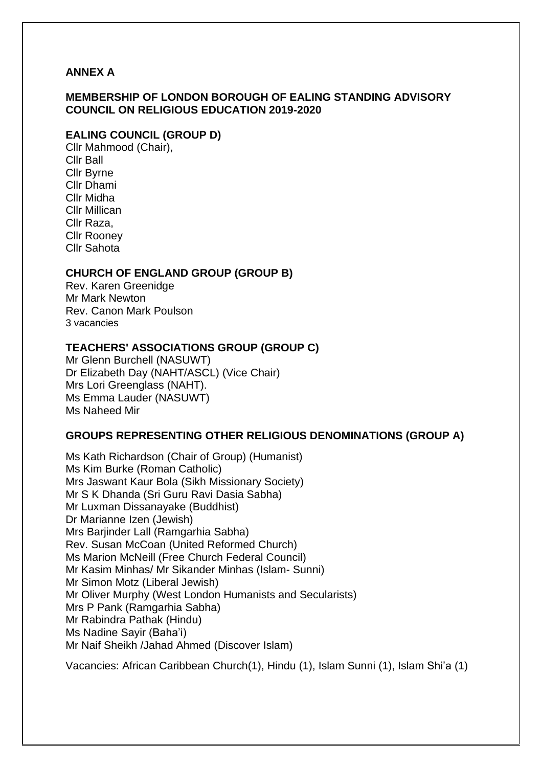**ANNEX A**

**MEMBERSHIP OF LONDON BOROUGH OF EALING STANDING ADVISORY COUNCIL ON RELIGIOUS EDUCATION 2019-2020**

**EALING COUNCIL (GROUP D)**

Cllr Mahmood (Chair),  
Cllr Ball  
Cllr Byrne  
Cllr Dhami  
Cllr Midha  
Cllr Millican  
Cllr Raza,  
Cllr Rooney  
Cllr Sahota

**CHURCH OF ENGLAND GROUP (GROUP B)**

Rev. Karen Greenidge  
Mr Mark Newton  
Rev. Canon Mark Poulson  
3 vacancies

**TEACHERS' ASSOCIATIONS GROUP (GROUP C)**

Mr Glenn Burchell (NASUWT)  
Dr Elizabeth Day (NAHT/ASCL) (Vice Chair)  
Mrs Lori Greenglass (NAHT).  
Ms Emma Lauder (NASUWT)  
Ms Naheed Mir

**GROUPS REPRESENTING OTHER RELIGIOUS DENOMINATIONS (GROUP A)**

Ms Kath Richardson (Chair of Group) (Humanist)  
Ms Kim Burke (Roman Catholic)  
Mrs Jaswant Kaur Bola (Sikh Missionary Society)  
Mr S K Dhanda (Sri Guru Ravi Dasia Sabha)  
Mr Luxman Dissanayake (Buddhist)  
Dr Marianne Izen (Jewish)  
Mrs Barjinder Lall (Ramgarhia Sabha)  
Rev. Susan McCoan (United Reformed Church)  
Ms Marion McNeill (Free Church Federal Council)  
Mr Kasim Minhas/ Mr Sikander Minhas (Islam- Sunni)  
Mr Simon Motz (Liberal Jewish)  
Mr Oliver Murphy (West London Humanists and Secularists)  
Mrs P Pank (Ramgarhia Sabha)  
Mr Rabindra Pathak (Hindu)  
Ms Nadine Sayir (Baha'i)  
Mr Naif Sheikh /Jahad Ahmed (Discover Islam)

Vacancies: African Caribbean Church(1), Hindu (1), Islam Sunni (1), Islam Shi'a (1)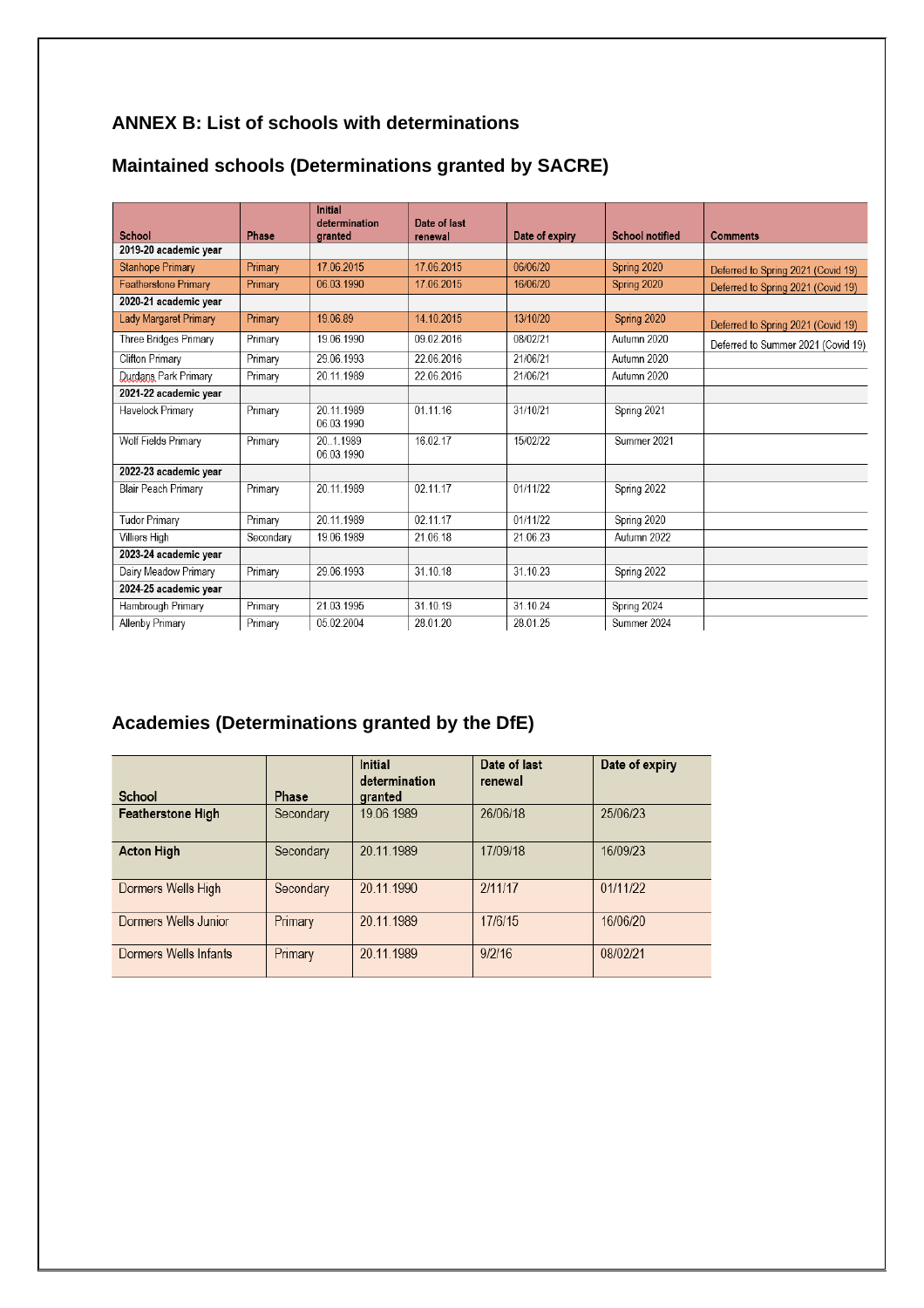## ANNEX B: List of schools with determinations

## Maintained schools (Determinations granted by SACRE)

| School | Phase | Initial determination granted | Date of last renewal | Date of expiry | School notified | Comments |
|---|---|---|---|---|---|---|
| **2019-20 academic year** | | | | | | |
| Stanhope Primary | Primary | 17.06.2015 | 17.06.2015 | 06/06/20 | Spring 2020 | Deferred to Spring 2021 (Covid 19) |
| Featherstone Primary | Primary | 06.03.1990 | 17.06.2015 | 16/06/20 | Spring 2020 | Deferred to Spring 2021 (Covid 19) |
| **2020-21 academic year** | | | | | | |
| Lady Margaret Primary | Primary | 19.06.89 | 14.10.2015 | 13/10/20 | Spring 2020 | Deferred to Spring 2021 (Covid 19) |
| Three Bridges Primary | Primary | 19.06.1990 | 09.02.2016 | 08/02/21 | Autumn 2020 | Deferred to Summer 2021 (Covid 19) |
| Clifton Primary | Primary | 29.06.1993 | 22.06.2016 | 21/06/21 | Autumn 2020 | |
| Durdans Park Primary | Primary | 20.11.1989 | 22.06.2016 | 21/06/21 | Autumn 2020 | |
| **2021-22 academic year** | | | | | | |
| Havelock Primary | Primary | 20.11.1989<br>06.03.1990 | 01.11.16 | 31/10/21 | Spring 2021 | |
| Wolf Fields Primary | Primary | 20..1.1989<br>06.03.1990 | 16.02.17 | 15/02/22 | Summer 2021 | |
| **2022-23 academic year** | | | | | | |
| Blair Peach Primary | Primary | 20.11.1989 | 02.11.17 | 01/11/22 | Spring 2022 | |
| Tudor Primary | Primary | 20.11.1989 | 02.11.17 | 01/11/22 | Spring 2020 | |
| Villiers High | Secondary | 19.06.1989 | 21.06.18 | 21.06.23 | Autumn 2022 | |
| **2023-24 academic year** | | | | | | |
| Dairy Meadow Primary | Primary | 29.06.1993 | 31.10.18 | 31.10.23 | Spring 2022 | |
| **2024-25 academic year** | | | | | | |
| Hambrough Primary | Primary | 21.03.1995 | 31.10.19 | 31.10.24 | Spring 2024 | |
| Allenby Primary | Primary | 05.02.2004 | 28.01.20 | 28.01.25 | Summer 2024 | |

## Academies (Determinations granted by the DfE)

| School | Phase | Initial determination granted | Date of last renewal | Date of expiry |
|---|---|---|---|---|
| **Featherstone High** | Secondary | 19.06.1989 | 26/06/18 | 25/06/23 |
| **Acton High** | Secondary | 20.11.1989 | 17/09/18 | 16/09/23 |
| Dormers Wells High | Secondary | 20.11.1990 | 2/11/17 | 01/11/22 |
| Dormers Wells Junior | Primary | 20.11.1989 | 17/6/15 | 16/06/20 |
| Dormers Wells Infants | Primary | 20.11.1989 | 9/2/16 | 08/02/21 |